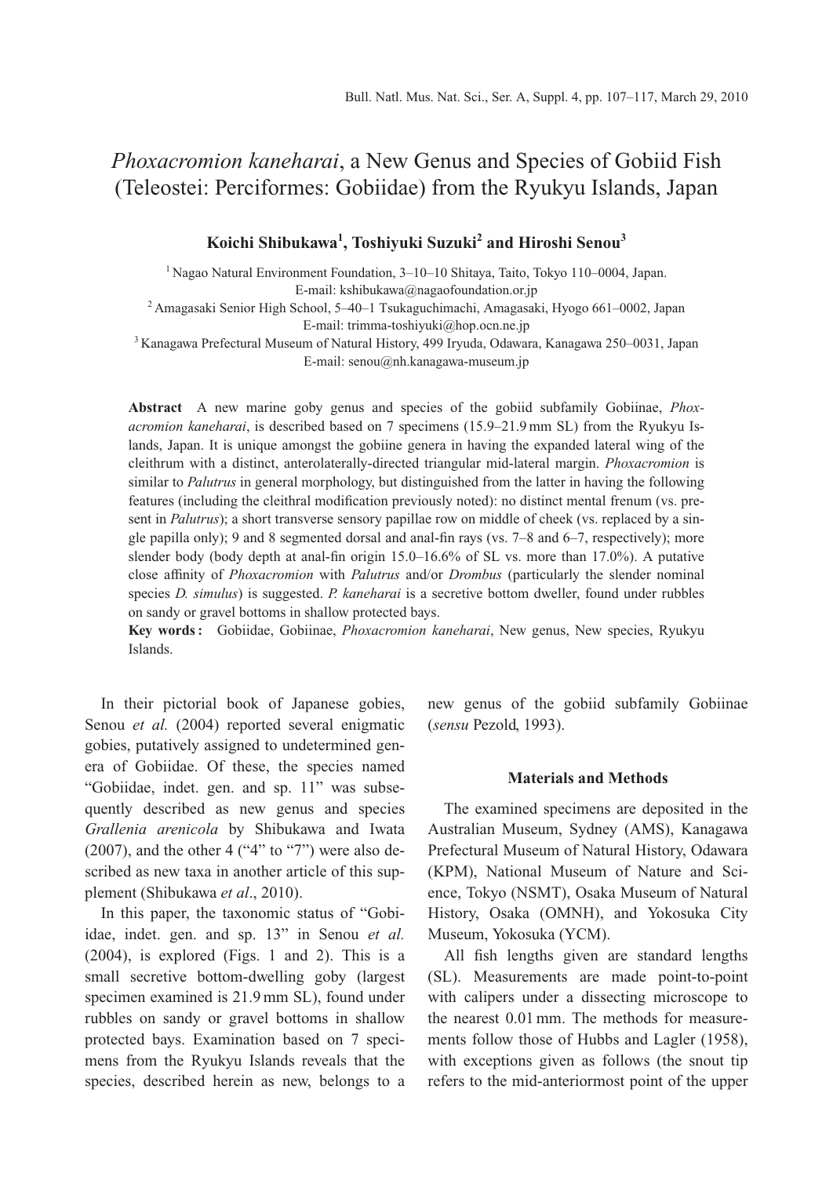# *Phoxacromion kaneharai*, a New Genus and Species of Gobiid Fish (Teleostei: Perciformes: Gobiidae) from the Ryukyu Islands, Japan

**Koichi Shibukawa[1], Toshiyuki Suzuki[2] and Hiroshi Senou[3]**

[1] Nagao Natural Environment Foundation, 3–10–10 Shitaya, Taito, Tokyo 110–0004, Japan.
E-mail: kshibukawa@nagaofoundation.or.jp

[2] Amagasaki Senior High School, 5–40–1 Tsukaguchimachi, Amagasaki, Hyogo 661–0002, Japan
E-mail: trimma-toshiyuki@hop.ocn.ne.jp

[3] Kanagawa Prefectural Museum of Natural History, 499 Iryuda, Odawara, Kanagawa 250–0031, Japan
E-mail: senou@nh.kanagawa-museum.jp

**Abstract** A new marine goby genus and species of the gobiid subfamily Gobiinae, *Phoxacromion kaneharai*, is described based on 7 specimens (15.9–21.9 mm SL) from the Ryukyu Islands, Japan. It is unique amongst the gobiine genera in having the expanded lateral wing of the cleithrum with a distinct, anterolaterally-directed triangular mid-lateral margin. *Phoxacromion* is similar to *Palutrus* in general morphology, but distinguished from the latter in having the following features (including the cleithral modification previously noted): no distinct mental frenum (vs. present in *Palutrus*); a short transverse sensory papillae row on middle of cheek (vs. replaced by a single papilla only); 9 and 8 segmented dorsal and anal-fin rays (vs. 7–8 and 6–7, respectively); more slender body (body depth at anal-fin origin 15.0–16.6% of SL vs. more than 17.0%). A putative close affinity of *Phoxacromion* with *Palutrus* and/or *Drombus* (particularly the slender nominal species *D. simulus*) is suggested. *P. kaneharai* is a secretive bottom dweller, found under rubbles on sandy or gravel bottoms in shallow protected bays.

**Key words :** Gobiidae, Gobiinae, *Phoxacromion kaneharai*, New genus, New species, Ryukyu Islands.

In their pictorial book of Japanese gobies, Senou *et al.* (2004) reported several enigmatic gobies, putatively assigned to undetermined genera of Gobiidae. Of these, the species named "Gobiidae, indet. gen. and sp. 11" was subsequently described as new genus and species *Grallenia arenicola* by Shibukawa and Iwata (2007), and the other 4 ("4" to "7") were also described as new taxa in another article of this supplement (Shibukawa *et al*., 2010).

In this paper, the taxonomic status of "Gobiidae, indet. gen. and sp. 13" in Senou *et al.* (2004), is explored (Figs. 1 and 2). This is a small secretive bottom-dwelling goby (largest specimen examined is 21.9 mm SL), found under rubbles on sandy or gravel bottoms in shallow protected bays. Examination based on 7 specimens from the Ryukyu Islands reveals that the species, described herein as new, belongs to a new genus of the gobiid subfamily Gobiinae (*sensu* Pezold, 1993).

## Materials and Methods

The examined specimens are deposited in the Australian Museum, Sydney (AMS), Kanagawa Prefectural Museum of Natural History, Odawara (KPM), National Museum of Nature and Science, Tokyo (NSMT), Osaka Museum of Natural History, Osaka (OMNH), and Yokosuka City Museum, Yokosuka (YCM).

All fish lengths given are standard lengths (SL). Measurements are made point-to-point with calipers under a dissecting microscope to the nearest 0.01 mm. The methods for measurements follow those of Hubbs and Lagler (1958), with exceptions given as follows (the snout tip refers to the mid-anteriormost point of the upper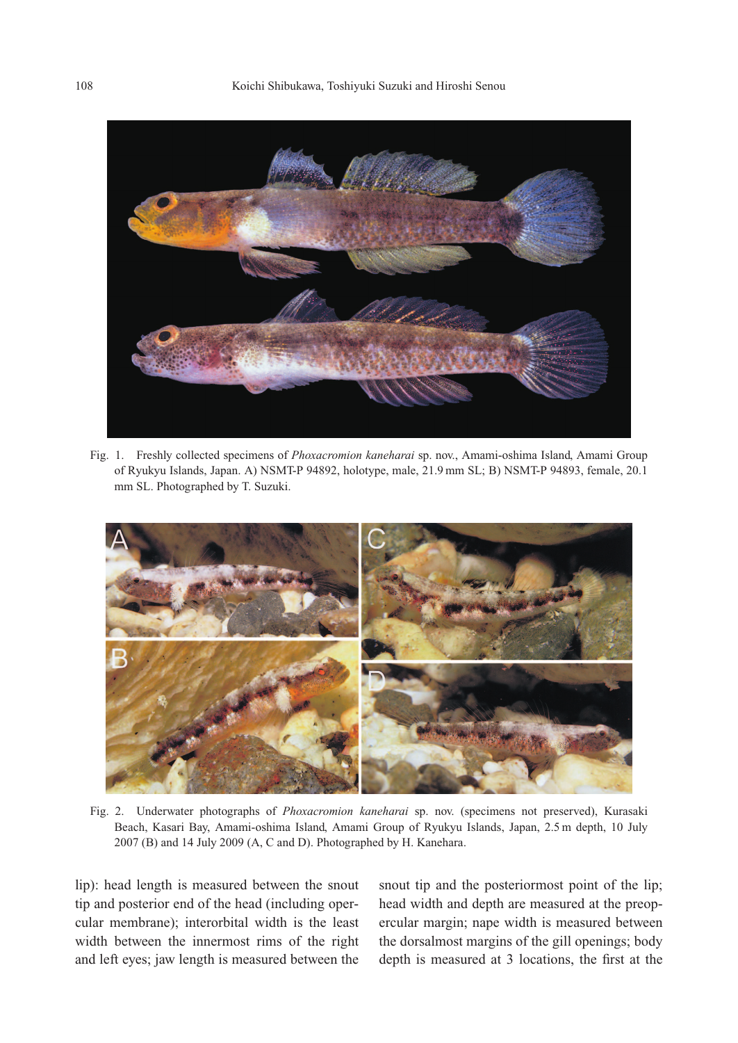Fig. 1. Freshly collected specimens of *Phoxacromion kaneharai* sp. nov., Amami-oshima Island, Amami Group of Ryukyu Islands, Japan. A) NSMT-P 94892, holotype, male, 21.9 mm SL; B) NSMT-P 94893, female, 20.1 mm SL. Photographed by T. Suzuki.

Fig. 2. Underwater photographs of *Phoxacromion kaneharai* sp. nov. (specimens not preserved), Kurasaki Beach, Kasari Bay, Amami-oshima Island, Amami Group of Ryukyu Islands, Japan, 2.5 m depth, 10 July 2007 (B) and 14 July 2009 (A, C and D). Photographed by H. Kanehara.

lip): head length is measured between the snout tip and posterior end of the head (including opercular membrane); interorbital width is the least width between the innermost rims of the right and left eyes; jaw length is measured between the snout tip and the posteriormost point of the lip; head width and depth are measured at the preopercular margin; nape width is measured between the dorsalmost margins of the gill openings; body depth is measured at 3 locations, the first at the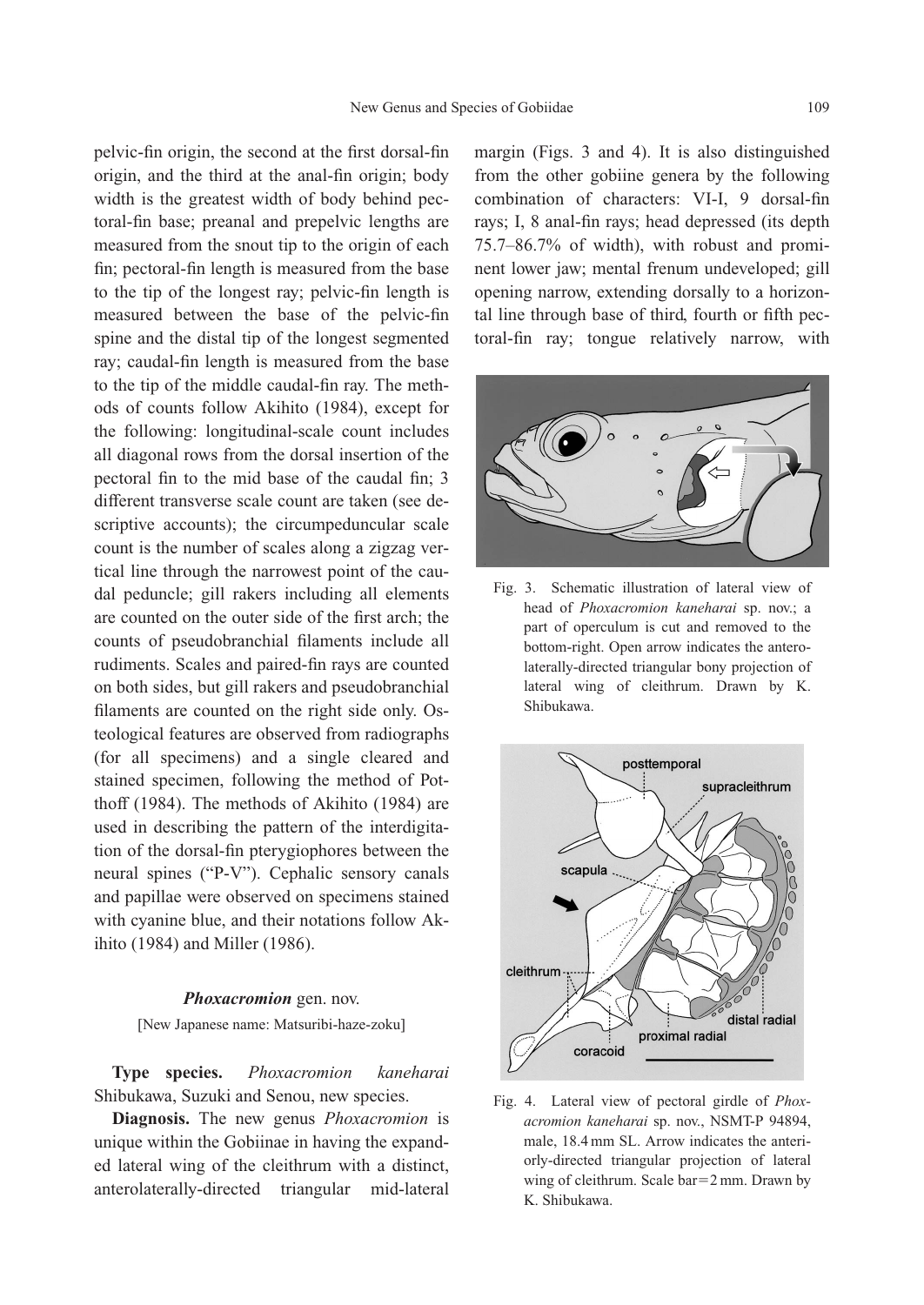pelvic-fin origin, the second at the first dorsal-fin origin, and the third at the anal-fin origin; body width is the greatest width of body behind pectoral-fin base; preanal and prepelvic lengths are measured from the snout tip to the origin of each fin; pectoral-fin length is measured from the base to the tip of the longest ray; pelvic-fin length is measured between the base of the pelvic-fin spine and the distal tip of the longest segmented ray; caudal-fin length is measured from the base to the tip of the middle caudal-fin ray. The methods of counts follow Akihito (1984), except for the following: longitudinal-scale count includes all diagonal rows from the dorsal insertion of the pectoral fin to the mid base of the caudal fin; 3 different transverse scale count are taken (see descriptive accounts); the circumpeduncular scale count is the number of scales along a zigzag vertical line through the narrowest point of the caudal peduncle; gill rakers including all elements are counted on the outer side of the first arch; the counts of pseudobranchial filaments include all rudiments. Scales and paired-fin rays are counted on both sides, but gill rakers and pseudobranchial filaments are counted on the right side only. Osteological features are observed from radiographs (for all specimens) and a single cleared and stained specimen, following the method of Potthoff (1984). The methods of Akihito (1984) are used in describing the pattern of the interdigitation of the dorsal-fin pterygiophores between the neural spines ("P-V"). Cephalic sensory canals and papillae were observed on specimens stained with cyanine blue, and their notations follow Akihito (1984) and Miller (1986).

## *Phoxacromion* gen. nov.

[New Japanese name: Matsuribi-haze-zoku]

**Type species.** *Phoxacromion kaneharai* Shibukawa, Suzuki and Senou, new species.

**Diagnosis.** The new genus *Phoxacromion* is unique within the Gobiinae in having the expanded lateral wing of the cleithrum with a distinct, anterolaterally-directed triangular mid-lateral margin (Figs. 3 and 4). It is also distinguished from the other gobiine genera by the following combination of characters: VI-I, 9 dorsal-fin rays; I, 8 anal-fin rays; head depressed (its depth 75.7–86.7% of width), with robust and prominent lower jaw; mental frenum undeveloped; gill opening narrow, extending dorsally to a horizontal line through base of third, fourth or fifth pectoral-fin ray; tongue relatively narrow, with

Fig. 3. Schematic illustration of lateral view of head of *Phoxacromion kaneharai* sp. nov.; a part of operculum is cut and removed to the bottom-right. Open arrow indicates the anterolaterally-directed triangular bony projection of lateral wing of cleithrum. Drawn by K. Shibukawa.

Fig. 4. Lateral view of pectoral girdle of *Phoxacromion kaneharai* sp. nov., NSMT-P 94894, male, 18.4 mm SL. Arrow indicates the anteriorly-directed triangular projection of lateral wing of cleithrum. Scale bar=2 mm. Drawn by K. Shibukawa.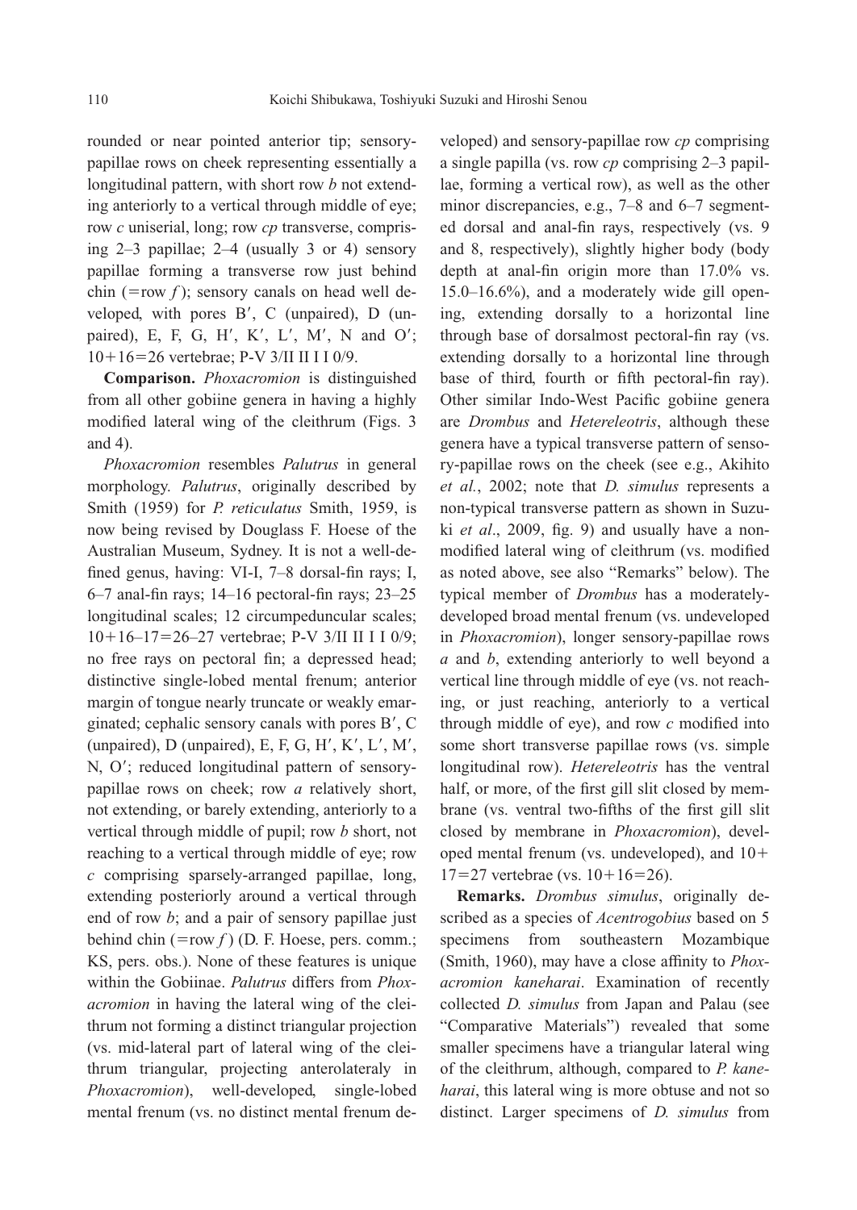rounded or near pointed anterior tip; sensory-papillae rows on cheek representing essentially a longitudinal pattern, with short row *b* not extending anteriorly to a vertical through middle of eye; row *c* uniserial, long; row *cp* transverse, comprising 2–3 papillae; 2–4 (usually 3 or 4) sensory papillae forming a transverse row just behind chin (=row *f*); sensory canals on head well developed, with pores B′, C (unpaired), D (unpaired), E, F, G, H′, K′, L′, M′, N and O′; 10+16=26 vertebrae; P-V 3/II II I I 0/9.

**Comparison.** *Phoxacromion* is distinguished from all other gobiine genera in having a highly modified lateral wing of the cleithrum (Figs. 3 and 4).

*Phoxacromion* resembles *Palutrus* in general morphology. *Palutrus*, originally described by Smith (1959) for *P. reticulatus* Smith, 1959, is now being revised by Douglass F. Hoese of the Australian Museum, Sydney. It is not a well-defined genus, having: VI-I, 7–8 dorsal-fin rays; I, 6–7 anal-fin rays; 14–16 pectoral-fin rays; 23–25 longitudinal scales; 12 circumpeduncular scales; 10+16–17=26–27 vertebrae; P-V 3/II II I I 0/9; no free rays on pectoral fin; a depressed head; distinctive single-lobed mental frenum; anterior margin of tongue nearly truncate or weakly emarginated; cephalic sensory canals with pores B′, C (unpaired), D (unpaired), E, F, G, H′, K′, L′, M′, N, O′; reduced longitudinal pattern of sensory-papillae rows on cheek; row *a* relatively short, not extending, or barely extending, anteriorly to a vertical through middle of pupil; row *b* short, not reaching to a vertical through middle of eye; row *c* comprising sparsely-arranged papillae, long, extending posteriorly around a vertical through end of row *b*; and a pair of sensory papillae just behind chin (=row *f*) (D. F. Hoese, pers. comm.; KS, pers. obs.). None of these features is unique within the Gobiinae. *Palutrus* differs from *Phoxacromion* in having the lateral wing of the cleithrum not forming a distinct triangular projection (vs. mid-lateral part of lateral wing of the cleithrum triangular, projecting anterolateraly in *Phoxacromion*), well-developed, single-lobed mental frenum (vs. no distinct mental frenum developed) and sensory-papillae row *cp* comprising a single papilla (vs. row *cp* comprising 2–3 papillae, forming a vertical row), as well as the other minor discrepancies, e.g., 7–8 and 6–7 segmented dorsal and anal-fin rays, respectively (vs. 9 and 8, respectively), slightly higher body (body depth at anal-fin origin more than 17.0% vs. 15.0–16.6%), and a moderately wide gill opening, extending dorsally to a horizontal line through base of dorsalmost pectoral-fin ray (vs. extending dorsally to a horizontal line through base of third, fourth or fifth pectoral-fin ray). Other similar Indo-West Pacific gobiine genera are *Drombus* and *Hetereleotris*, although these genera have a typical transverse pattern of sensory-papillae rows on the cheek (see e.g., Akihito *et al.*, 2002; note that *D. simulus* represents a non-typical transverse pattern as shown in Suzuki *et al*., 2009, fig. 9) and usually have a non-modified lateral wing of cleithrum (vs. modified as noted above, see also "Remarks" below). The typical member of *Drombus* has a moderately-developed broad mental frenum (vs. undeveloped in *Phoxacromion*), longer sensory-papillae rows *a* and *b*, extending anteriorly to well beyond a vertical line through middle of eye (vs. not reaching, or just reaching, anteriorly to a vertical through middle of eye), and row *c* modified into some short transverse papillae rows (vs. simple longitudinal row). *Hetereleotris* has the ventral half, or more, of the first gill slit closed by membrane (vs. ventral two-fifths of the first gill slit closed by membrane in *Phoxacromion*), developed mental frenum (vs. undeveloped), and 10+17=27 vertebrae (vs. 10+16=26).

**Remarks.** *Drombus simulus*, originally described as a species of *Acentrogobius* based on 5 specimens from southeastern Mozambique (Smith, 1960), may have a close affinity to *Phoxacromion kaneharai*. Examination of recently collected *D. simulus* from Japan and Palau (see "Comparative Materials") revealed that some smaller specimens have a triangular lateral wing of the cleithrum, although, compared to *P. kaneharai*, this lateral wing is more obtuse and not so distinct. Larger specimens of *D. simulus* from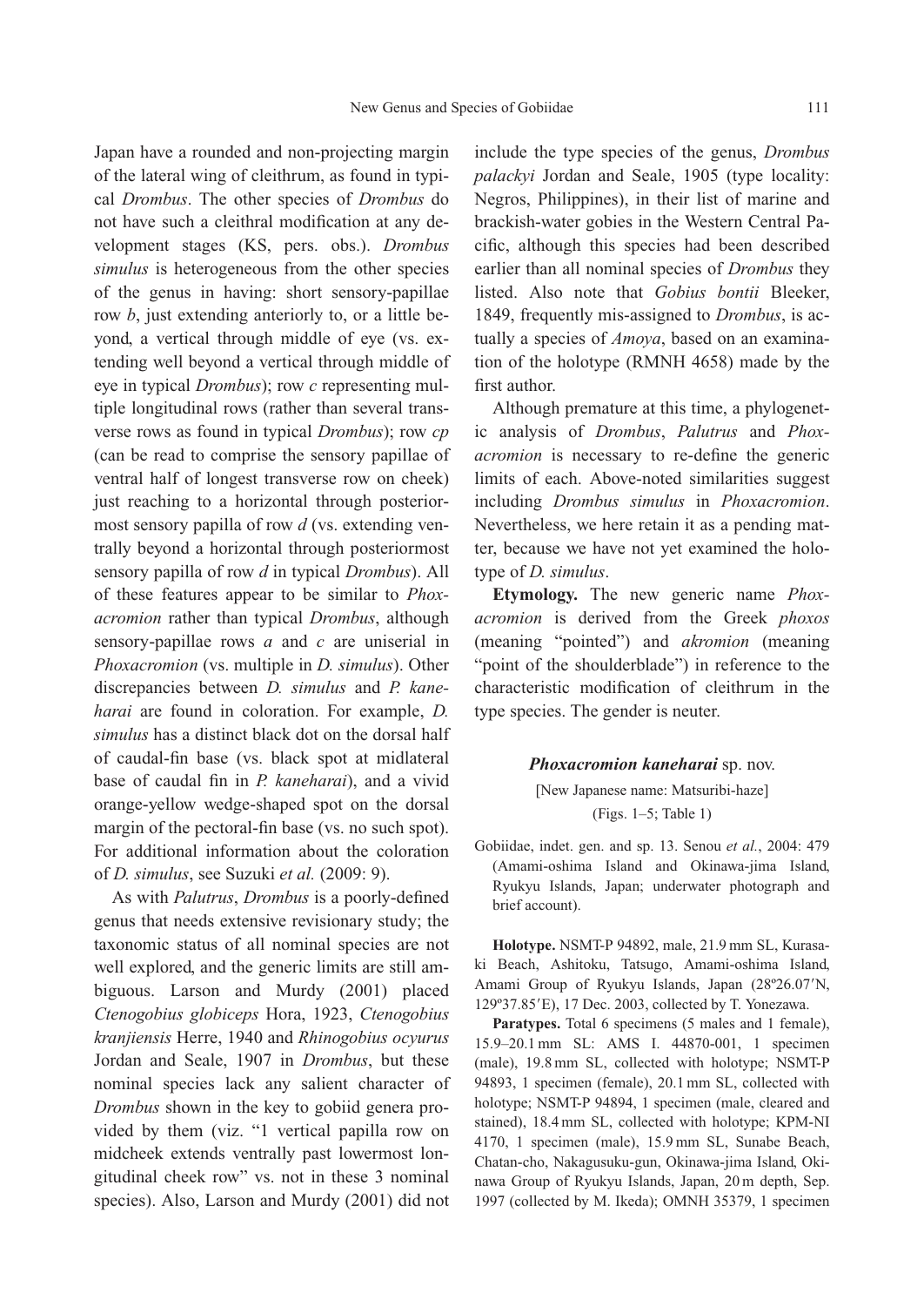Japan have a rounded and non-projecting margin of the lateral wing of cleithrum, as found in typical *Drombus*. The other species of *Drombus* do not have such a cleithral modification at any development stages (KS, pers. obs.). *Drombus simulus* is heterogeneous from the other species of the genus in having: short sensory-papillae row *b*, just extending anteriorly to, or a little beyond, a vertical through middle of eye (vs. extending well beyond a vertical through middle of eye in typical *Drombus*); row *c* representing multiple longitudinal rows (rather than several transverse rows as found in typical *Drombus*); row *cp* (can be read to comprise the sensory papillae of ventral half of longest transverse row on cheek) just reaching to a horizontal through posteriormost sensory papilla of row *d* (vs. extending ventrally beyond a horizontal through posteriormost sensory papilla of row *d* in typical *Drombus*). All of these features appear to be similar to *Phoxacromion* rather than typical *Drombus*, although sensory-papillae rows *a* and *c* are uniserial in *Phoxacromion* (vs. multiple in *D. simulus*). Other discrepancies between *D. simulus* and *P. kaneharai* are found in coloration. For example, *D. simulus* has a distinct black dot on the dorsal half of caudal-fin base (vs. black spot at midlateral base of caudal fin in *P. kaneharai*), and a vivid orange-yellow wedge-shaped spot on the dorsal margin of the pectoral-fin base (vs. no such spot). For additional information about the coloration of *D. simulus*, see Suzuki *et al.* (2009: 9).

As with *Palutrus*, *Drombus* is a poorly-defined genus that needs extensive revisionary study; the taxonomic status of all nominal species are not well explored, and the generic limits are still ambiguous. Larson and Murdy (2001) placed *Ctenogobius globiceps* Hora, 1923, *Ctenogobius kranjiensis* Herre, 1940 and *Rhinogobius ocyurus* Jordan and Seale, 1907 in *Drombus*, but these nominal species lack any salient character of *Drombus* shown in the key to gobiid genera provided by them (viz. "1 vertical papilla row on midcheek extends ventrally past lowermost longitudinal cheek row" vs. not in these 3 nominal species). Also, Larson and Murdy (2001) did not include the type species of the genus, *Drombus palackyi* Jordan and Seale, 1905 (type locality: Negros, Philippines), in their list of marine and brackish-water gobies in the Western Central Pacific, although this species had been described earlier than all nominal species of *Drombus* they listed. Also note that *Gobius bontii* Bleeker, 1849, frequently mis-assigned to *Drombus*, is actually a species of *Amoya*, based on an examination of the holotype (RMNH 4658) made by the first author.

Although premature at this time, a phylogenetic analysis of *Drombus*, *Palutrus* and *Phoxacromion* is necessary to re-define the generic limits of each. Above-noted similarities suggest including *Drombus simulus* in *Phoxacromion*. Nevertheless, we here retain it as a pending matter, because we have not yet examined the holotype of *D. simulus*.

**Etymology.** The new generic name *Phoxacromion* is derived from the Greek *phoxos* (meaning "pointed") and *akromion* (meaning "point of the shoulderblade") in reference to the characteristic modification of cleithrum in the type species. The gender is neuter.

### *Phoxacromion kaneharai* sp. nov.

[New Japanese name: Matsuribi-haze]
(Figs. 1–5; Table 1)

Gobiidae, indet. gen. and sp. 13. Senou *et al.*, 2004: 479 (Amami-oshima Island and Okinawa-jima Island, Ryukyu Islands, Japan; underwater photograph and brief account).

**Holotype.** NSMT-P 94892, male, 21.9 mm SL, Kurasaki Beach, Ashitoku, Tatsugo, Amami-oshima Island, Amami Group of Ryukyu Islands, Japan (28º26.07′N, 129º37.85′E), 17 Dec. 2003, collected by T. Yonezawa.

**Paratypes.** Total 6 specimens (5 males and 1 female), 15.9–20.1 mm SL: AMS I. 44870-001, 1 specimen (male), 19.8 mm SL, collected with holotype; NSMT-P 94893, 1 specimen (female), 20.1 mm SL, collected with holotype; NSMT-P 94894, 1 specimen (male, cleared and stained), 18.4 mm SL, collected with holotype; KPM-NI 4170, 1 specimen (male), 15.9 mm SL, Sunabe Beach, Chatan-cho, Nakagusuku-gun, Okinawa-jima Island, Okinawa Group of Ryukyu Islands, Japan, 20 m depth, Sep. 1997 (collected by M. Ikeda); OMNH 35379, 1 specimen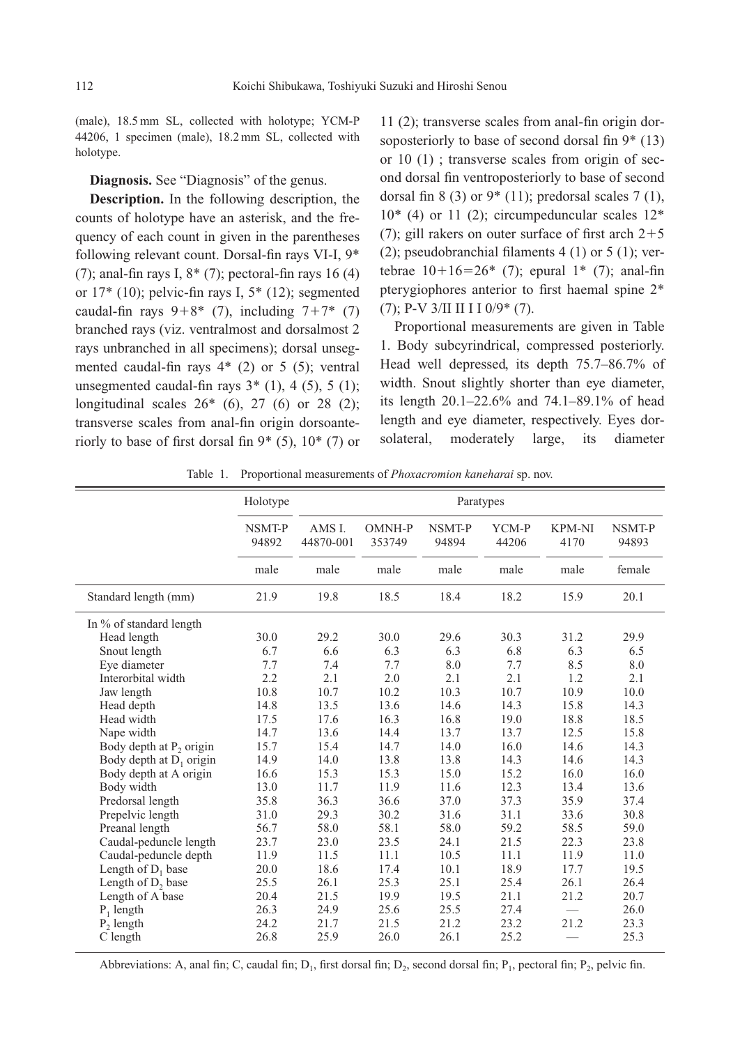(male), 18.5 mm SL, collected with holotype; YCM-P 44206, 1 specimen (male), 18.2 mm SL, collected with holotype.

**Diagnosis.** See "Diagnosis" of the genus.

**Description.** In the following description, the counts of holotype have an asterisk, and the frequency of each count in given in the parentheses following relevant count. Dorsal-fin rays VI-I, 9* (7); anal-fin rays I, 8* (7); pectoral-fin rays 16 (4) or 17* (10); pelvic-fin rays I, 5* (12); segmented caudal-fin rays 9+8* (7), including 7+7* (7) branched rays (viz. ventralmost and dorsalmost 2 rays unbranched in all specimens); dorsal unsegmented caudal-fin rays 4* (2) or 5 (5); ventral unsegmented caudal-fin rays 3* (1), 4 (5), 5 (1); longitudinal scales 26* (6), 27 (6) or 28 (2); transverse scales from anal-fin origin dorsoanteriorly to base of first dorsal fin 9* (5), 10* (7) or 11 (2); transverse scales from anal-fin origin dorsoposteriorly to base of second dorsal fin 9* (13) or 10 (1) ; transverse scales from origin of second dorsal fin ventroposteriorly to base of second dorsal fin 8 (3) or 9* (11); predorsal scales 7 (1), 10* (4) or 11 (2); circumpeduncular scales 12* (7); gill rakers on outer surface of first arch 2+5 (2); pseudobranchial filaments 4 (1) or 5 (1); vertebrae 10+16=26* (7); epural 1* (7); anal-fin pterygiophores anterior to first haemal spine 2* (7); P-V 3/II II I I 0/9* (7).

Proportional measurements are given in Table 1. Body subcyrindrical, compressed posteriorly. Head well depressed, its depth 75.7–86.7% of width. Snout slightly shorter than eye diameter, its length 20.1–22.6% and 74.1–89.1% of head length and eye diameter, respectively. Eyes dorsolateral, moderately large, its diameter

Table 1. Proportional measurements of *Phoxacromion kaneharai* sp. nov.

| | Holotype | Paratypes | | | | | |
|---|---|---|---|---|---|---|---|
| | NSMT-P 94892 | AMS I. 44870-001 | OMNH-P 353749 | NSMT-P 94894 | YCM-P 44206 | KPM-NI 4170 | NSMT-P 94893 |
| | male | male | male | male | male | male | female |
| Standard length (mm) | 21.9 | 19.8 | 18.5 | 18.4 | 18.2 | 15.9 | 20.1 |
| In % of standard length | | | | | | | |
| Head length | 30.0 | 29.2 | 30.0 | 29.6 | 30.3 | 31.2 | 29.9 |
| Snout length | 6.7 | 6.6 | 6.3 | 6.3 | 6.8 | 6.3 | 6.5 |
| Eye diameter | 7.7 | 7.4 | 7.7 | 8.0 | 7.7 | 8.5 | 8.0 |
| Interorbital width | 2.2 | 2.1 | 2.0 | 2.1 | 2.1 | 1.2 | 2.1 |
| Jaw length | 10.8 | 10.7 | 10.2 | 10.3 | 10.7 | 10.9 | 10.0 |
| Head depth | 14.8 | 13.5 | 13.6 | 14.6 | 14.3 | 15.8 | 14.3 |
| Head width | 17.5 | 17.6 | 16.3 | 16.8 | 19.0 | 18.8 | 18.5 |
| Nape width | 14.7 | 13.6 | 14.4 | 13.7 | 13.7 | 12.5 | 15.8 |
| Body depth at $P_2$ origin | 15.7 | 15.4 | 14.7 | 14.0 | 16.0 | 14.6 | 14.3 |
| Body depth at $D_1$ origin | 14.9 | 14.0 | 13.8 | 13.8 | 14.3 | 14.6 | 14.3 |
| Body depth at A origin | 16.6 | 15.3 | 15.3 | 15.0 | 15.2 | 16.0 | 16.0 |
| Body width | 13.0 | 11.7 | 11.9 | 11.6 | 12.3 | 13.4 | 13.6 |
| Predorsal length | 35.8 | 36.3 | 36.6 | 37.0 | 37.3 | 35.9 | 37.4 |
| Prepelvic length | 31.0 | 29.3 | 30.2 | 31.6 | 31.1 | 33.6 | 30.8 |
| Preanal length | 56.7 | 58.0 | 58.1 | 58.0 | 59.2 | 58.5 | 59.0 |
| Caudal-peduncle length | 23.7 | 23.0 | 23.5 | 24.1 | 21.5 | 22.3 | 23.8 |
| Caudal-peduncle depth | 11.9 | 11.5 | 11.1 | 10.5 | 11.1 | 11.9 | 11.0 |
| Length of $D_1$ base | 20.0 | 18.6 | 17.4 | 10.1 | 18.9 | 17.7 | 19.5 |
| Length of $D_2$ base | 25.5 | 26.1 | 25.3 | 25.1 | 25.4 | 26.1 | 26.4 |
| Length of A base | 20.4 | 21.5 | 19.9 | 19.5 | 21.1 | 21.2 | 20.7 |
| $P_1$ length | 26.3 | 24.9 | 25.6 | 25.5 | 27.4 | — | 26.0 |
| $P_2$ length | 24.2 | 21.7 | 21.5 | 21.2 | 23.2 | 21.2 | 23.3 |
| C length | 26.8 | 25.9 | 26.0 | 26.1 | 25.2 | — | 25.3 |

Abbreviations: A, anal fin; C, caudal fin; $D_1$, first dorsal fin; $D_2$, second dorsal fin; $P_1$, pectoral fin; $P_2$, pelvic fin.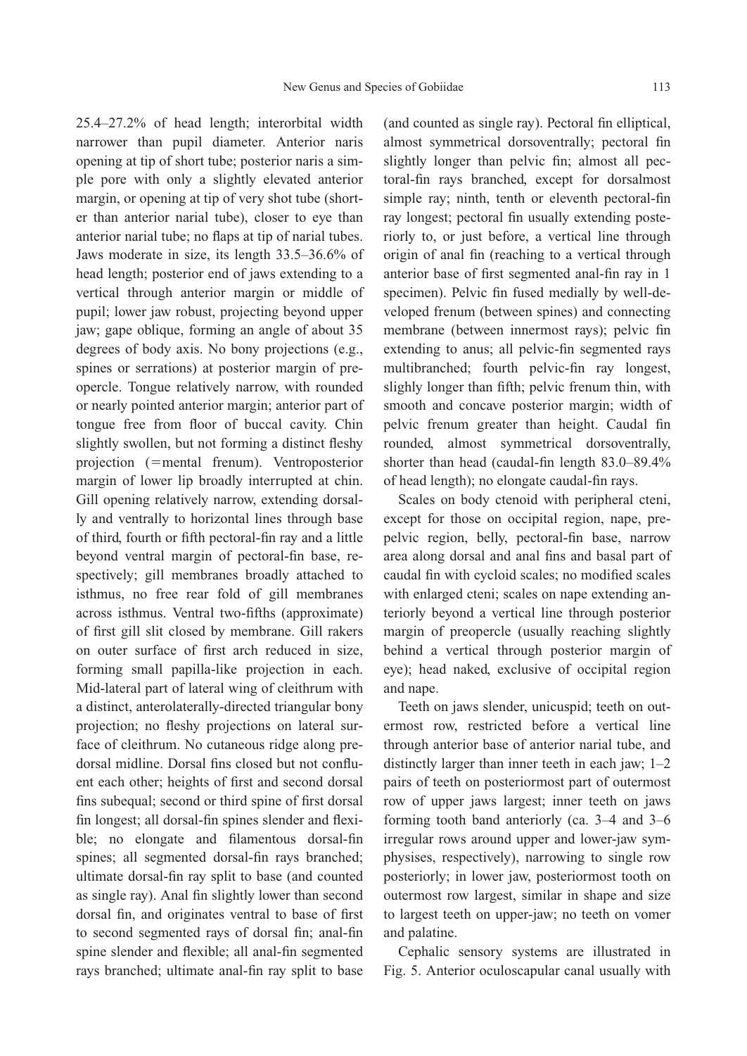25.4–27.2% of head length; interorbital width narrower than pupil diameter. Anterior naris opening at tip of short tube; posterior naris a simple pore with only a slightly elevated anterior margin, or opening at tip of very shot tube (shorter than anterior narial tube), closer to eye than anterior narial tube; no flaps at tip of narial tubes. Jaws moderate in size, its length 33.5–36.6% of head length; posterior end of jaws extending to a vertical through anterior margin or middle of pupil; lower jaw robust, projecting beyond upper jaw; gape oblique, forming an angle of about 35 degrees of body axis. No bony projections (e.g., spines or serrations) at posterior margin of preopercle. Tongue relatively narrow, with rounded or nearly pointed anterior margin; anterior part of tongue free from floor of buccal cavity. Chin slightly swollen, but not forming a distinct fleshy projection (=mental frenum). Ventroposterior margin of lower lip broadly interrupted at chin. Gill opening relatively narrow, extending dorsally and ventrally to horizontal lines through base of third, fourth or fifth pectoral-fin ray and a little beyond ventral margin of pectoral-fin base, respectively; gill membranes broadly attached to isthmus, no free rear fold of gill membranes across isthmus. Ventral two-fifths (approximate) of first gill slit closed by membrane. Gill rakers on outer surface of first arch reduced in size, forming small papilla-like projection in each. Mid-lateral part of lateral wing of cleithrum with a distinct, anterolaterally-directed triangular bony projection; no fleshy projections on lateral surface of cleithrum. No cutaneous ridge along predorsal midline. Dorsal fins closed but not confluent each other; heights of first and second dorsal fins subequal; second or third spine of first dorsal fin longest; all dorsal-fin spines slender and flexible; no elongate and filamentous dorsal-fin spines; all segmented dorsal-fin rays branched; ultimate dorsal-fin ray split to base (and counted as single ray). Anal fin slightly lower than second dorsal fin, and originates ventral to base of first to second segmented rays of dorsal fin; anal-fin spine slender and flexible; all anal-fin segmented rays branched; ultimate anal-fin ray split to base (and counted as single ray). Pectoral fin elliptical, almost symmetrical dorsoventrally; pectoral fin slightly longer than pelvic fin; almost all pectoral-fin rays branched, except for dorsalmost simple ray; ninth, tenth or eleventh pectoral-fin ray longest; pectoral fin usually extending posteriorly to, or just before, a vertical line through origin of anal fin (reaching to a vertical through anterior base of first segmented anal-fin ray in 1 specimen). Pelvic fin fused medially by well-developed frenum (between spines) and connecting membrane (between innermost rays); pelvic fin extending to anus; all pelvic-fin segmented rays multibranched; fourth pelvic-fin ray longest, slighly longer than fifth; pelvic frenum thin, with smooth and concave posterior margin; width of pelvic frenum greater than height. Caudal fin rounded, almost symmetrical dorsoventrally, shorter than head (caudal-fin length 83.0–89.4% of head length); no elongate caudal-fin rays.

Scales on body ctenoid with peripheral cteni, except for those on occipital region, nape, prepelvic region, belly, pectoral-fin base, narrow area along dorsal and anal fins and basal part of caudal fin with cycloid scales; no modified scales with enlarged cteni; scales on nape extending anteriorly beyond a vertical line through posterior margin of preopercle (usually reaching slightly behind a vertical through posterior margin of eye); head naked, exclusive of occipital region and nape.

Teeth on jaws slender, unicuspid; teeth on outermost row, restricted before a vertical line through anterior base of anterior narial tube, and distinctly larger than inner teeth in each jaw; 1–2 pairs of teeth on posteriormost part of outermost row of upper jaws largest; inner teeth on jaws forming tooth band anteriorly (ca. 3–4 and 3–6 irregular rows around upper and lower-jaw symphysises, respectively), narrowing to single row posteriorly; in lower jaw, posteriormost tooth on outermost row largest, similar in shape and size to largest teeth on upper-jaw; no teeth on vomer and palatine.

Cephalic sensory systems are illustrated in Fig. 5. Anterior oculoscapular canal usually with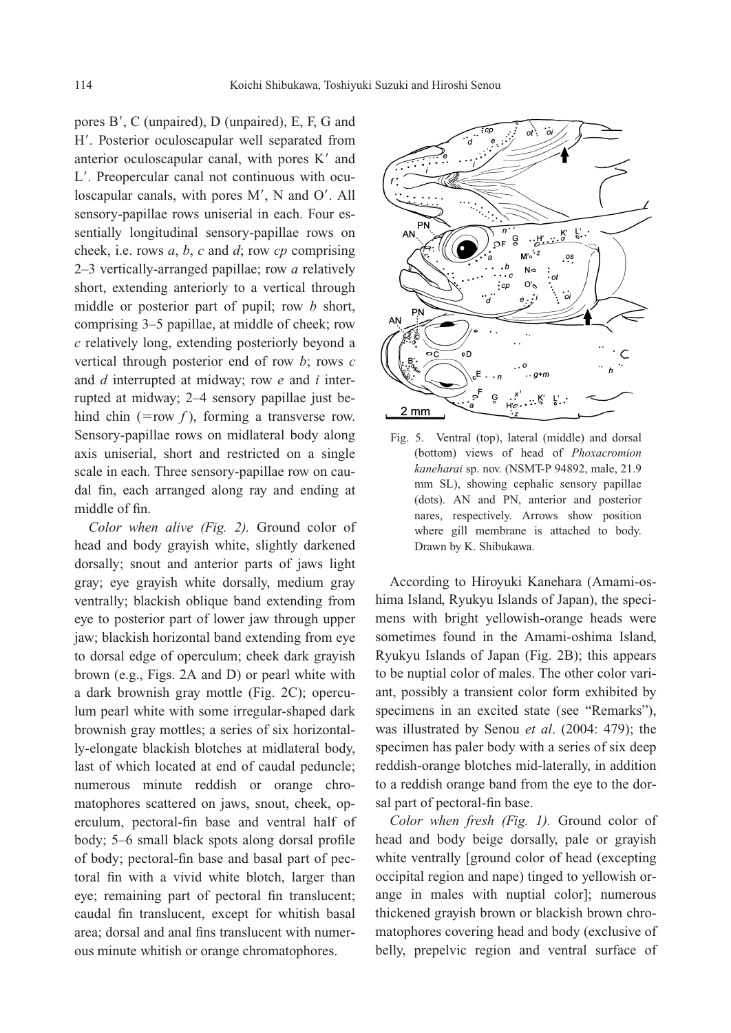pores B′, C (unpaired), D (unpaired), E, F, G and H′. Posterior oculoscapular well separated from anterior oculoscapular canal, with pores K′ and L′. Preopercular canal not continuous with oculoscapular canals, with pores M′, N and O′. All sensory-papillae rows uniserial in each. Four essentially longitudinal sensory-papillae rows on cheek, i.e. rows *a*, *b*, *c* and *d*; row *cp* comprising 2–3 vertically-arranged papillae; row *a* relatively short, extending anteriorly to a vertical through middle or posterior part of pupil; row *b* short, comprising 3–5 papillae, at middle of cheek; row *c* relatively long, extending posteriorly beyond a vertical through posterior end of row *b*; rows *c* and *d* interrupted at midway; row *e* and *i* interrupted at midway; 2–4 sensory papillae just behind chin (=row *f*), forming a transverse row. Sensory-papillae rows on midlateral body along axis uniserial, short and restricted on a single scale in each. Three sensory-papillae row on caudal fin, each arranged along ray and ending at middle of fin.

*Color when alive (Fig. 2).* Ground color of head and body grayish white, slightly darkened dorsally; snout and anterior parts of jaws light gray; eye grayish white dorsally, medium gray ventrally; blackish oblique band extending from eye to posterior part of lower jaw through upper jaw; blackish horizontal band extending from eye to dorsal edge of operculum; cheek dark grayish brown (e.g., Figs. 2A and D) or pearl white with a dark brownish gray mottle (Fig. 2C); operculum pearl white with some irregular-shaped dark brownish gray mottles; a series of six horizontally-elongate blackish blotches at midlateral body, last of which located at end of caudal peduncle; numerous minute reddish or orange chromatophores scattered on jaws, snout, cheek, operculum, pectoral-fin base and ventral half of body; 5–6 small black spots along dorsal profile of body; pectoral-fin base and basal part of pectoral fin with a vivid white blotch, larger than eye; remaining part of pectoral fin translucent; caudal fin translucent, except for whitish basal area; dorsal and anal fins translucent with numerous minute whitish or orange chromatophores.

Fig. 5. Ventral (top), lateral (middle) and dorsal (bottom) views of head of *Phoxacromion kaneharai* sp. nov. (NSMT-P 94892, male, 21.9 mm SL), showing cephalic sensory papillae (dots). AN and PN, anterior and posterior nares, respectively. Arrows show position where gill membrane is attached to body. Drawn by K. Shibukawa.

According to Hiroyuki Kanehara (Amami-oshima Island, Ryukyu Islands of Japan), the specimens with bright yellowish-orange heads were sometimes found in the Amami-oshima Island, Ryukyu Islands of Japan (Fig. 2B); this appears to be nuptial color of males. The other color variant, possibly a transient color form exhibited by specimens in an excited state (see "Remarks"), was illustrated by Senou *et al*. (2004: 479); the specimen has paler body with a series of six deep reddish-orange blotches mid-laterally, in addition to a reddish orange band from the eye to the dorsal part of pectoral-fin base.

*Color when fresh (Fig. 1).* Ground color of head and body beige dorsally, pale or grayish white ventrally [ground color of head (excepting occipital region and nape) tinged to yellowish orange in males with nuptial color]; numerous thickened grayish brown or blackish brown chromatophores covering head and body (exclusive of belly, prepelvic region and ventral surface of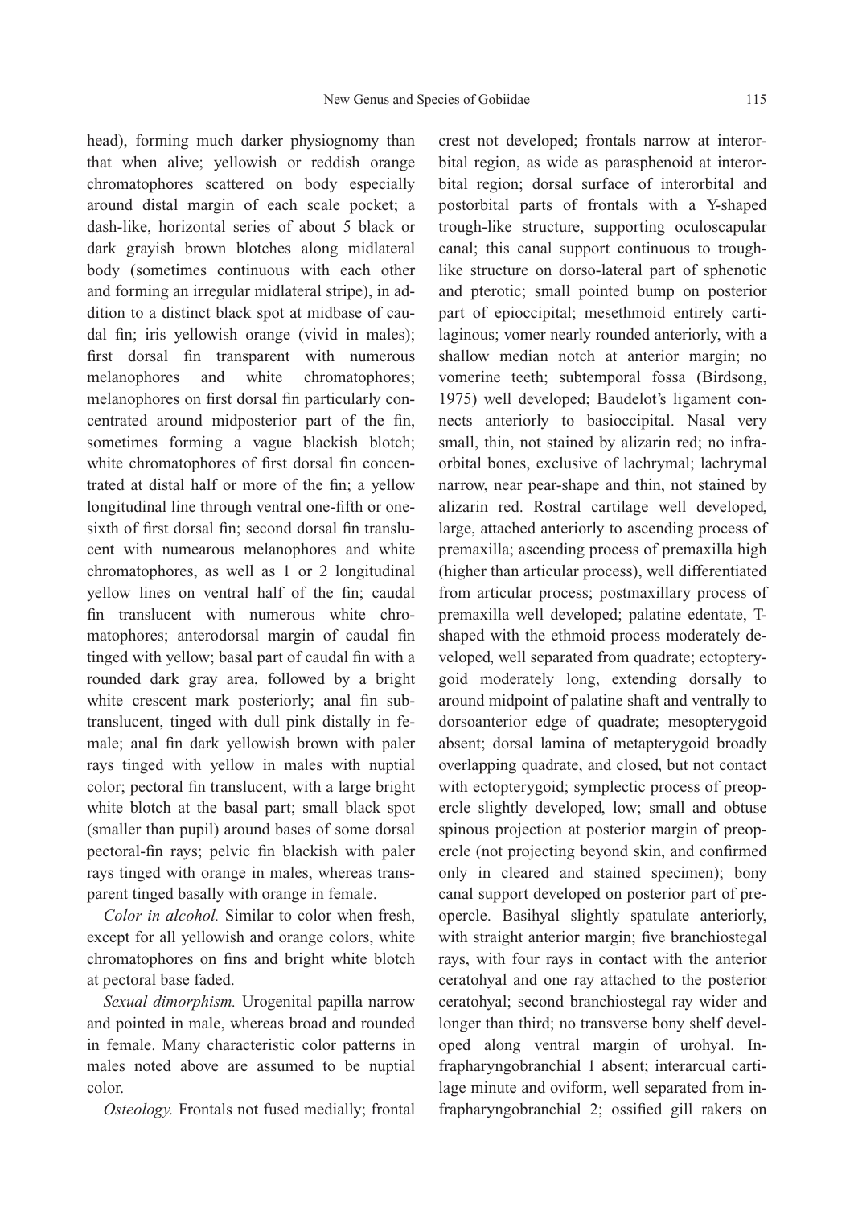head), forming much darker physiognomy than that when alive; yellowish or reddish orange chromatophores scattered on body especially around distal margin of each scale pocket; a dash-like, horizontal series of about 5 black or dark grayish brown blotches along midlateral body (sometimes continuous with each other and forming an irregular midlateral stripe), in addition to a distinct black spot at midbase of caudal fin; iris yellowish orange (vivid in males); first dorsal fin transparent with numerous melanophores and white chromatophores; melanophores on first dorsal fin particularly concentrated around midposterior part of the fin, sometimes forming a vague blackish blotch; white chromatophores of first dorsal fin concentrated at distal half or more of the fin; a yellow longitudinal line through ventral one-fifth or one-sixth of first dorsal fin; second dorsal fin translucent with numearous melanophores and white chromatophores, as well as 1 or 2 longitudinal yellow lines on ventral half of the fin; caudal fin translucent with numerous white chromatophores; anterodorsal margin of caudal fin tinged with yellow; basal part of caudal fin with a rounded dark gray area, followed by a bright white crescent mark posteriorly; anal fin subtranslucent, tinged with dull pink distally in female; anal fin dark yellowish brown with paler rays tinged with yellow in males with nuptial color; pectoral fin translucent, with a large bright white blotch at the basal part; small black spot (smaller than pupil) around bases of some dorsal pectoral-fin rays; pelvic fin blackish with paler rays tinged with orange in males, whereas transparent tinged basally with orange in female.

*Color in alcohol.* Similar to color when fresh, except for all yellowish and orange colors, white chromatophores on fins and bright white blotch at pectoral base faded.

*Sexual dimorphism.* Urogenital papilla narrow and pointed in male, whereas broad and rounded in female. Many characteristic color patterns in males noted above are assumed to be nuptial color.

*Osteology.* Frontals not fused medially; frontal crest not developed; frontals narrow at interorbital region, as wide as parasphenoid at interorbital region; dorsal surface of interorbital and postorbital parts of frontals with a Y-shaped trough-like structure, supporting oculoscapular canal; this canal support continuous to trough-like structure on dorso-lateral part of sphenotic and pterotic; small pointed bump on posterior part of epioccipital; mesethmoid entirely cartilaginous; vomer nearly rounded anteriorly, with a shallow median notch at anterior margin; no vomerine teeth; subtemporal fossa (Birdsong, 1975) well developed; Baudelot's ligament connects anteriorly to basioccipital. Nasal very small, thin, not stained by alizarin red; no infraorbital bones, exclusive of lachrymal; lachrymal narrow, near pear-shape and thin, not stained by alizarin red. Rostral cartilage well developed, large, attached anteriorly to ascending process of premaxilla; ascending process of premaxilla high (higher than articular process), well differentiated from articular process; postmaxillary process of premaxilla well developed; palatine edentate, T-shaped with the ethmoid process moderately developed, well separated from quadrate; ectopterygoid moderately long, extending dorsally to around midpoint of palatine shaft and ventrally to dorsoanterior edge of quadrate; mesopterygoid absent; dorsal lamina of metapterygoid broadly overlapping quadrate, and closed, but not contact with ectopterygoid; symplectic process of preopercle slightly developed, low; small and obtuse spinous projection at posterior margin of preopercle (not projecting beyond skin, and confirmed only in cleared and stained specimen); bony canal support developed on posterior part of preopercle. Basihyal slightly spatulate anteriorly, with straight anterior margin; five branchiostegal rays, with four rays in contact with the anterior ceratohyal and one ray attached to the posterior ceratohyal; second branchiostegal ray wider and longer than third; no transverse bony shelf developed along ventral margin of urohyal. Infrapharyngobranchial 1 absent; interarcual cartilage minute and oviform, well separated from infrapharyngobranchial 2; ossified gill rakers on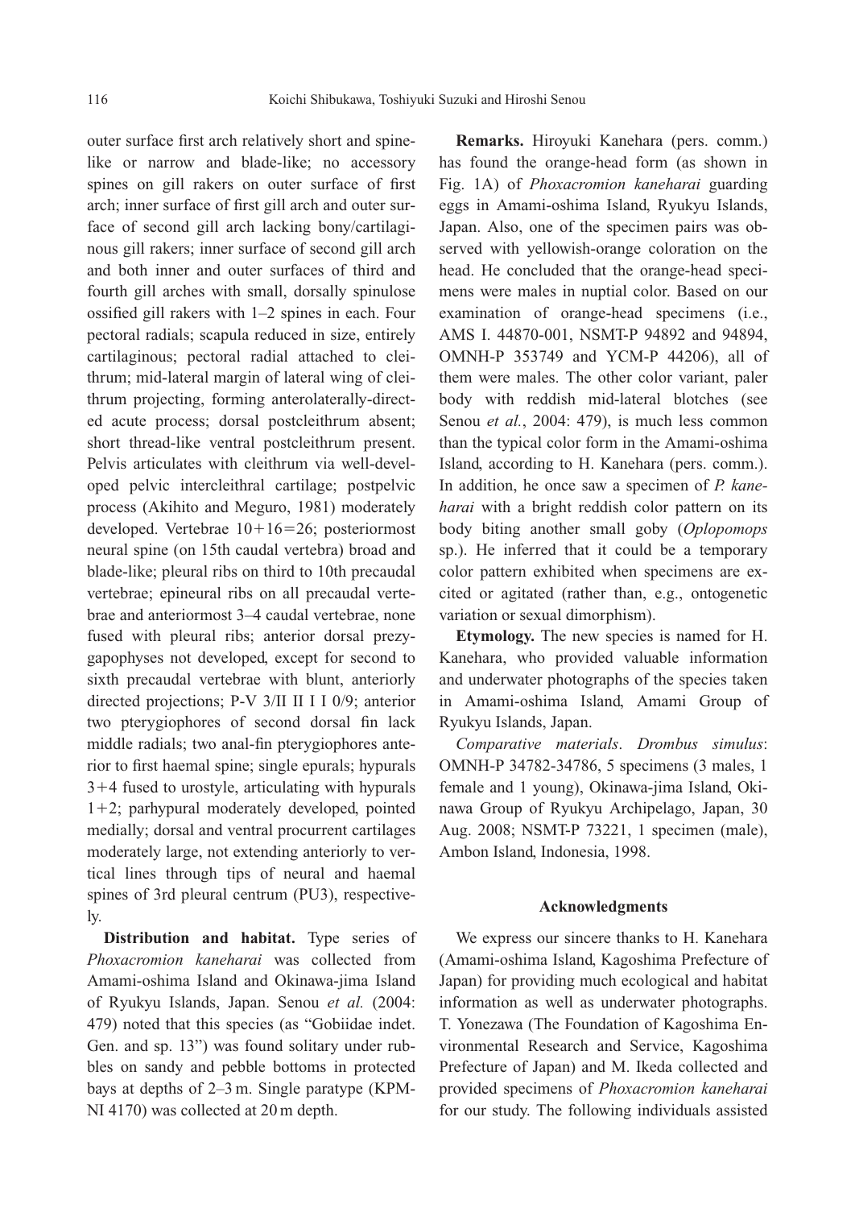outer surface first arch relatively short and spine-like or narrow and blade-like; no accessory spines on gill rakers on outer surface of first arch; inner surface of first gill arch and outer surface of second gill arch lacking bony/cartilaginous gill rakers; inner surface of second gill arch and both inner and outer surfaces of third and fourth gill arches with small, dorsally spinulose ossified gill rakers with 1–2 spines in each. Four pectoral radials; scapula reduced in size, entirely cartilaginous; pectoral radial attached to cleithrum; mid-lateral margin of lateral wing of cleithrum projecting, forming anterolaterally-directed acute process; dorsal postcleithrum absent; short thread-like ventral postcleithrum present. Pelvis articulates with cleithrum via well-developed pelvic intercleithral cartilage; postpelvic process (Akihito and Meguro, 1981) moderately developed. Vertebrae 10+16=26; posteriormost neural spine (on 15th caudal vertebra) broad and blade-like; pleural ribs on third to 10th precaudal vertebrae; epineural ribs on all precaudal vertebrae and anteriormost 3–4 caudal vertebrae, none fused with pleural ribs; anterior dorsal prezygapophyses not developed, except for second to sixth precaudal vertebrae with blunt, anteriorly directed projections; P-V 3/II II I I 0/9; anterior two pterygiophores of second dorsal fin lack middle radials; two anal-fin pterygiophores anterior to first haemal spine; single epurals; hypurals 3+4 fused to urostyle, articulating with hypurals 1+2; parhypural moderately developed, pointed medially; dorsal and ventral procurrent cartilages moderately large, not extending anteriorly to vertical lines through tips of neural and haemal spines of 3rd pleural centrum (PU3), respectively.

**Distribution and habitat.** Type series of *Phoxacromion kaneharai* was collected from Amami-oshima Island and Okinawa-jima Island of Ryukyu Islands, Japan. Senou *et al.* (2004: 479) noted that this species (as "Gobiidae indet. Gen. and sp. 13") was found solitary under rubbles on sandy and pebble bottoms in protected bays at depths of 2–3 m. Single paratype (KPM-NI 4170) was collected at 20 m depth.

**Remarks.** Hiroyuki Kanehara (pers. comm.) has found the orange-head form (as shown in Fig. 1A) of *Phoxacromion kaneharai* guarding eggs in Amami-oshima Island, Ryukyu Islands, Japan. Also, one of the specimen pairs was observed with yellowish-orange coloration on the head. He concluded that the orange-head specimens were males in nuptial color. Based on our examination of orange-head specimens (i.e., AMS I. 44870-001, NSMT-P 94892 and 94894, OMNH-P 353749 and YCM-P 44206), all of them were males. The other color variant, paler body with reddish mid-lateral blotches (see Senou *et al.*, 2004: 479), is much less common than the typical color form in the Amami-oshima Island, according to H. Kanehara (pers. comm.). In addition, he once saw a specimen of *P. kaneharai* with a bright reddish color pattern on its body biting another small goby (*Oplopomops* sp.). He inferred that it could be a temporary color pattern exhibited when specimens are excited or agitated (rather than, e.g., ontogenetic variation or sexual dimorphism).

**Etymology.** The new species is named for H. Kanehara, who provided valuable information and underwater photographs of the species taken in Amami-oshima Island, Amami Group of Ryukyu Islands, Japan.

*Comparative materials*. *Drombus simulus*: OMNH-P 34782-34786, 5 specimens (3 males, 1 female and 1 young), Okinawa-jima Island, Okinawa Group of Ryukyu Archipelago, Japan, 30 Aug. 2008; NSMT-P 73221, 1 specimen (male), Ambon Island, Indonesia, 1998.

## Acknowledgments

We express our sincere thanks to H. Kanehara (Amami-oshima Island, Kagoshima Prefecture of Japan) for providing much ecological and habitat information as well as underwater photographs. T. Yonezawa (The Foundation of Kagoshima Environmental Research and Service, Kagoshima Prefecture of Japan) and M. Ikeda collected and provided specimens of *Phoxacromion kaneharai* for our study. The following individuals assisted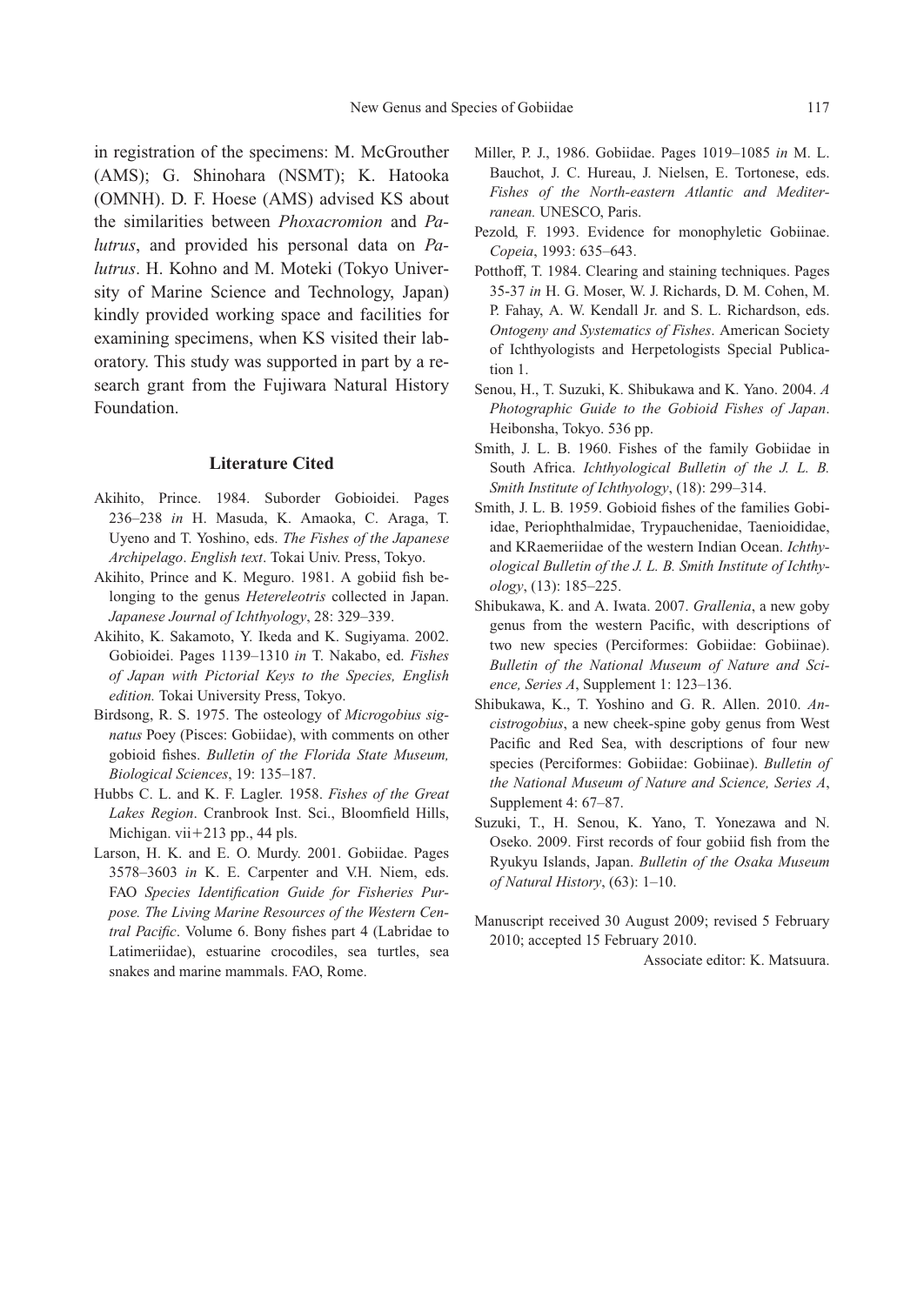in registration of the specimens: M. McGrouther (AMS); G. Shinohara (NSMT); K. Hatooka (OMNH). D. F. Hoese (AMS) advised KS about the similarities between *Phoxacromion* and *Palutrus*, and provided his personal data on *Palutrus*. H. Kohno and M. Moteki (Tokyo University of Marine Science and Technology, Japan) kindly provided working space and facilities for examining specimens, when KS visited their laboratory. This study was supported in part by a research grant from the Fujiwara Natural History Foundation.

## Literature Cited

Akihito, Prince. 1984. Suborder Gobioidei. Pages 236–238 *in* H. Masuda, K. Amaoka, C. Araga, T. Uyeno and T. Yoshino, eds. *The Fishes of the Japanese Archipelago*. *English text*. Tokai Univ. Press, Tokyo.

Akihito, Prince and K. Meguro. 1981. A gobiid fish belonging to the genus *Hetereleotris* collected in Japan. *Japanese Journal of Ichthyology*, 28: 329–339.

Akihito, K. Sakamoto, Y. Ikeda and K. Sugiyama. 2002. Gobioidei. Pages 1139–1310 *in* T. Nakabo, ed. *Fishes of Japan with Pictorial Keys to the Species, English edition.* Tokai University Press, Tokyo.

Birdsong, R. S. 1975. The osteology of *Microgobius signatus* Poey (Pisces: Gobiidae), with comments on other gobioid fishes. *Bulletin of the Florida State Museum, Biological Sciences*, 19: 135–187.

Hubbs C. L. and K. F. Lagler. 1958. *Fishes of the Great Lakes Region*. Cranbrook Inst. Sci., Bloomfield Hills, Michigan. vii+213 pp., 44 pls.

Larson, H. K. and E. O. Murdy. 2001. Gobiidae. Pages 3578–3603 *in* K. E. Carpenter and V.H. Niem, eds. FAO *Species Identification Guide for Fisheries Purpose. The Living Marine Resources of the Western Central Pacific*. Volume 6. Bony fishes part 4 (Labridae to Latimeriidae), estuarine crocodiles, sea turtles, sea snakes and marine mammals. FAO, Rome.

Miller, P. J., 1986. Gobiidae. Pages 1019–1085 *in* M. L. Bauchot, J. C. Hureau, J. Nielsen, E. Tortonese, eds. *Fishes of the North-eastern Atlantic and Mediterranean.* UNESCO, Paris.

Pezold, F. 1993. Evidence for monophyletic Gobiinae. *Copeia*, 1993: 635–643.

Potthoff, T. 1984. Clearing and staining techniques. Pages 35-37 *in* H. G. Moser, W. J. Richards, D. M. Cohen, M. P. Fahay, A. W. Kendall Jr. and S. L. Richardson, eds. *Ontogeny and Systematics of Fishes*. American Society of Ichthyologists and Herpetologists Special Publication 1.

Senou, H., T. Suzuki, K. Shibukawa and K. Yano. 2004. *A Photographic Guide to the Gobioid Fishes of Japan*. Heibonsha, Tokyo. 536 pp.

Smith, J. L. B. 1960. Fishes of the family Gobiidae in South Africa. *Ichthyological Bulletin of the J. L. B. Smith Institute of Ichthyology*, (18): 299–314.

Smith, J. L. B. 1959. Gobioid fishes of the families Gobiidae, Periophthalmidae, Trypauchenidae, Taenioididae, and KRaemeriidae of the western Indian Ocean. *Ichthyological Bulletin of the J. L. B. Smith Institute of Ichthyology*, (13): 185–225.

Shibukawa, K. and A. Iwata. 2007. *Grallenia*, a new goby genus from the western Pacific, with descriptions of two new species (Perciformes: Gobiidae: Gobiinae). *Bulletin of the National Museum of Nature and Science, Series A*, Supplement 1: 123–136.

Shibukawa, K., T. Yoshino and G. R. Allen. 2010. *Ancistrogobius*, a new cheek-spine goby genus from West Pacific and Red Sea, with descriptions of four new species (Perciformes: Gobiidae: Gobiinae). *Bulletin of the National Museum of Nature and Science, Series A*, Supplement 4: 67–87.

Suzuki, T., H. Senou, K. Yano, T. Yonezawa and N. Oseko. 2009. First records of four gobiid fish from the Ryukyu Islands, Japan. *Bulletin of the Osaka Museum of Natural History*, (63): 1–10.

Manuscript received 30 August 2009; revised 5 February 2010; accepted 15 February 2010.

Associate editor: K. Matsuura.